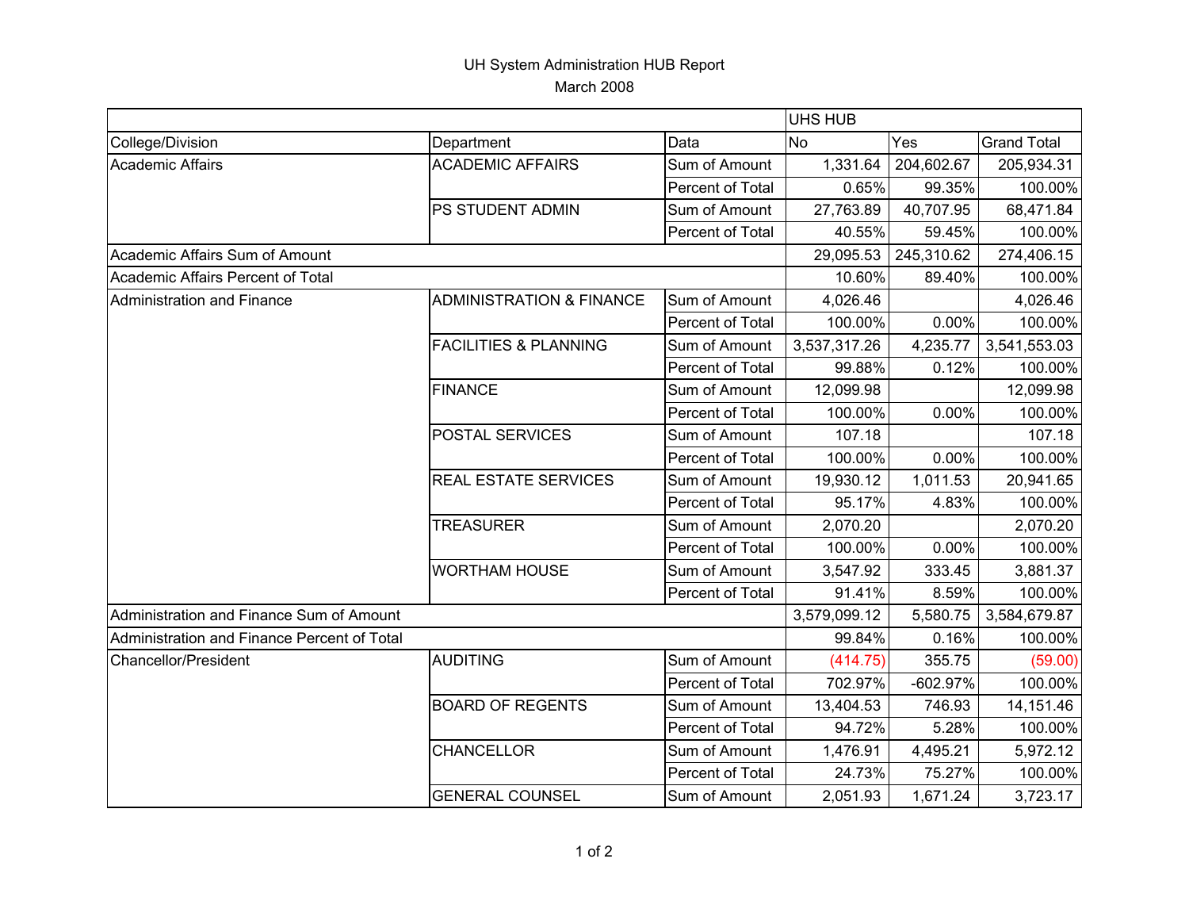# UH System Administration HUB Report

March 2008

| | | | UHS HUB | | |
|---|---|---|---|---|---|
| College/Division | Department | Data | No | Yes | Grand Total |
| Academic Affairs | ACADEMIC AFFAIRS | Sum of Amount | 1,331.64 | 204,602.67 | 205,934.31 |
| | | Percent of Total | 0.65% | 99.35% | 100.00% |
| | PS STUDENT ADMIN | Sum of Amount | 27,763.89 | 40,707.95 | 68,471.84 |
| | | Percent of Total | 40.55% | 59.45% | 100.00% |
| Academic Affairs Sum of Amount | | | 29,095.53 | 245,310.62 | 274,406.15 |
| Academic Affairs Percent of Total | | | 10.60% | 89.40% | 100.00% |
| Administration and Finance | ADMINISTRATION & FINANCE | Sum of Amount | 4,026.46 | | 4,026.46 |
| | | Percent of Total | 100.00% | 0.00% | 100.00% |
| | FACILITIES & PLANNING | Sum of Amount | 3,537,317.26 | 4,235.77 | 3,541,553.03 |
| | | Percent of Total | 99.88% | 0.12% | 100.00% |
| | FINANCE | Sum of Amount | 12,099.98 | | 12,099.98 |
| | | Percent of Total | 100.00% | 0.00% | 100.00% |
| | POSTAL SERVICES | Sum of Amount | 107.18 | | 107.18 |
| | | Percent of Total | 100.00% | 0.00% | 100.00% |
| | REAL ESTATE SERVICES | Sum of Amount | 19,930.12 | 1,011.53 | 20,941.65 |
| | | Percent of Total | 95.17% | 4.83% | 100.00% |
| | TREASURER | Sum of Amount | 2,070.20 | | 2,070.20 |
| | | Percent of Total | 100.00% | 0.00% | 100.00% |
| | WORTHAM HOUSE | Sum of Amount | 3,547.92 | 333.45 | 3,881.37 |
| | | Percent of Total | 91.41% | 8.59% | 100.00% |
| Administration and Finance Sum of Amount | | | 3,579,099.12 | 5,580.75 | 3,584,679.87 |
| Administration and Finance Percent of Total | | | 99.84% | 0.16% | 100.00% |
| Chancellor/President | AUDITING | Sum of Amount | (414.75) | 355.75 | (59.00) |
| | | Percent of Total | 702.97% | -602.97% | 100.00% |
| | BOARD OF REGENTS | Sum of Amount | 13,404.53 | 746.93 | 14,151.46 |
| | | Percent of Total | 94.72% | 5.28% | 100.00% |
| | CHANCELLOR | Sum of Amount | 1,476.91 | 4,495.21 | 5,972.12 |
| | | Percent of Total | 24.73% | 75.27% | 100.00% |
| | GENERAL COUNSEL | Sum of Amount | 2,051.93 | 1,671.24 | 3,723.17 |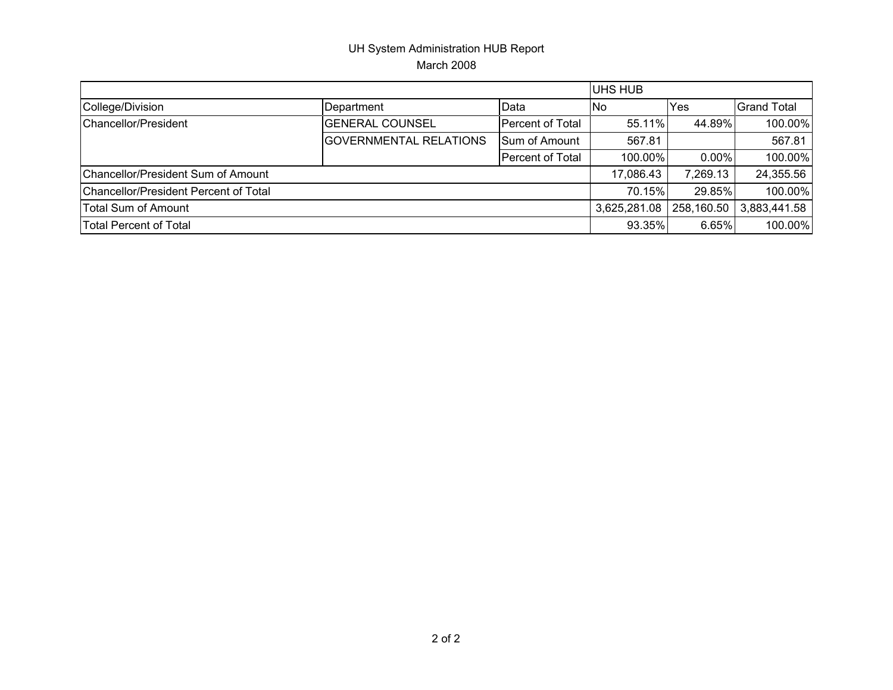UH System Administration HUB Report

March 2008

| | | | UHS HUB | | |
|---|---|---|---|---|---|
| College/Division | Department | Data | No | Yes | Grand Total |
| Chancellor/President | GENERAL COUNSEL | Percent of Total | 55.11% | 44.89% | 100.00% |
| | GOVERNMENTAL RELATIONS | Sum of Amount | 567.81 | | 567.81 |
| | | Percent of Total | 100.00% | 0.00% | 100.00% |
| Chancellor/President Sum of Amount | | | 17,086.43 | 7,269.13 | 24,355.56 |
| Chancellor/President Percent of Total | | | 70.15% | 29.85% | 100.00% |
| Total Sum of Amount | | | 3,625,281.08 | 258,160.50 | 3,883,441.58 |
| Total Percent of Total | | | 93.35% | 6.65% | 100.00% |